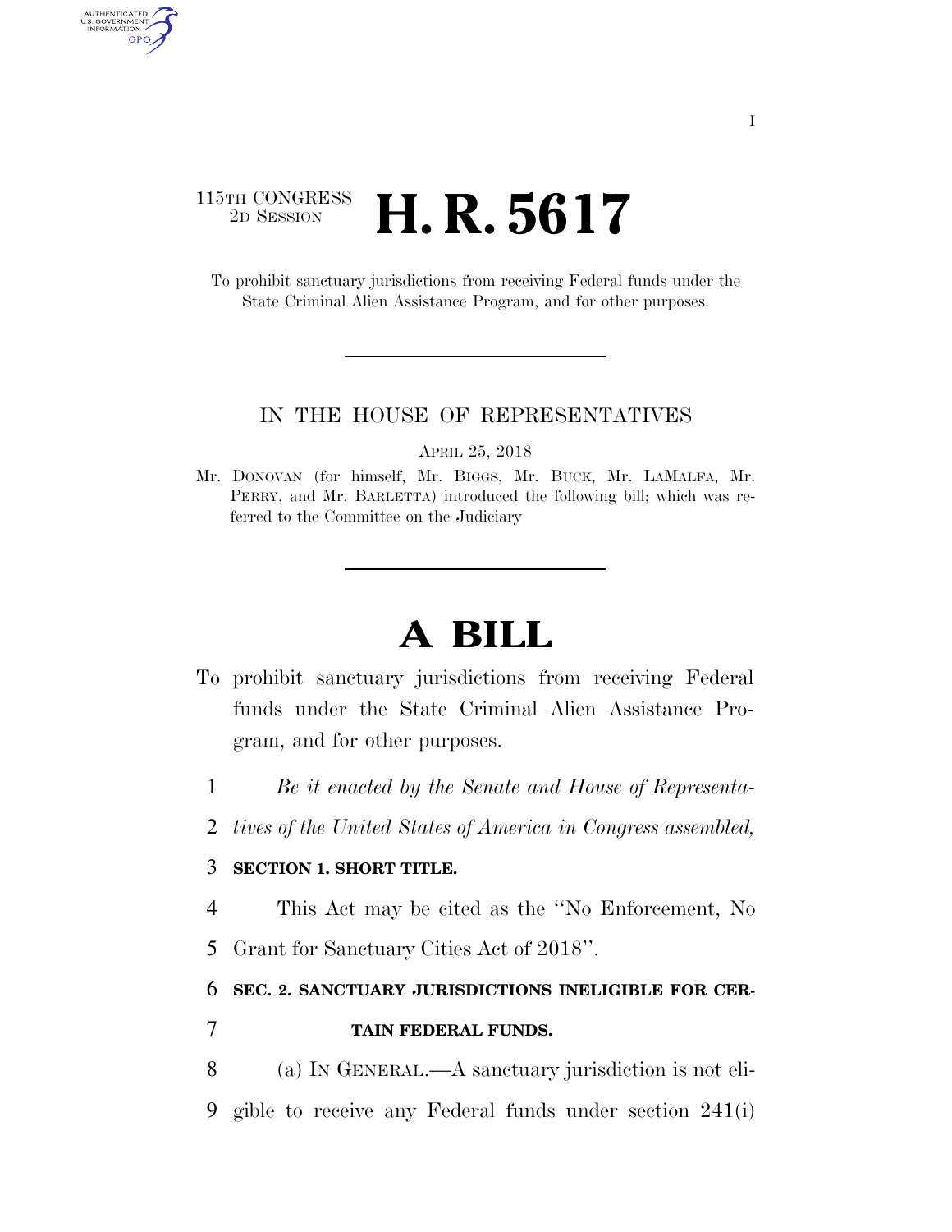115TH CONGRESS
2D SESSION

# H. R. 5617

To prohibit sanctuary jurisdictions from receiving Federal funds under the State Criminal Alien Assistance Program, and for other purposes.

IN THE HOUSE OF REPRESENTATIVES

APRIL 25, 2018

Mr. DONOVAN (for himself, Mr. BIGGS, Mr. BUCK, Mr. LAMALFA, Mr. PERRY, and Mr. BARLETTA) introduced the following bill; which was referred to the Committee on the Judiciary

# A BILL

To prohibit sanctuary jurisdictions from receiving Federal funds under the State Criminal Alien Assistance Program, and for other purposes.

1 *Be it enacted by the Senate and House of Representa-*
2 *tives of the United States of America in Congress assembled,*

3 **SECTION 1. SHORT TITLE.**

4 This Act may be cited as the ''No Enforcement, No
5 Grant for Sanctuary Cities Act of 2018''.

6 **SEC. 2. SANCTUARY JURISDICTIONS INELIGIBLE FOR CER-**
7 **TAIN FEDERAL FUNDS.**

8 (a) IN GENERAL.—A sanctuary jurisdiction is not eli-
9 gible to receive any Federal funds under section 241(i)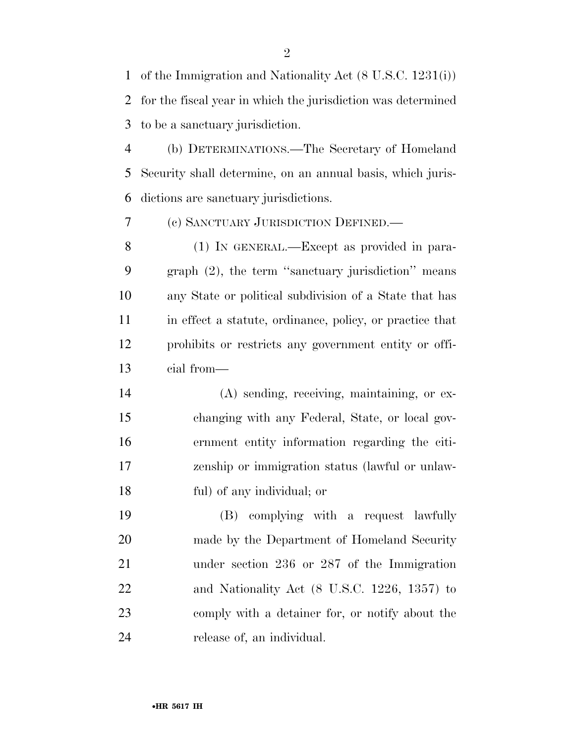of the Immigration and Nationality Act (8 U.S.C. 1231(i)) for the fiscal year in which the jurisdiction was determined to be a sanctuary jurisdiction.

(b) DETERMINATIONS.—The Secretary of Homeland Security shall determine, on an annual basis, which jurisdictions are sanctuary jurisdictions.

(c) SANCTUARY JURISDICTION DEFINED.—

(1) IN GENERAL.—Except as provided in paragraph (2), the term ''sanctuary jurisdiction'' means any State or political subdivision of a State that has in effect a statute, ordinance, policy, or practice that prohibits or restricts any government entity or official from—

(A) sending, receiving, maintaining, or exchanging with any Federal, State, or local government entity information regarding the citizenship or immigration status (lawful or unlawful) of any individual; or

(B) complying with a request lawfully made by the Department of Homeland Security under section 236 or 287 of the Immigration and Nationality Act (8 U.S.C. 1226, 1357) to comply with a detainer for, or notify about the release of, an individual.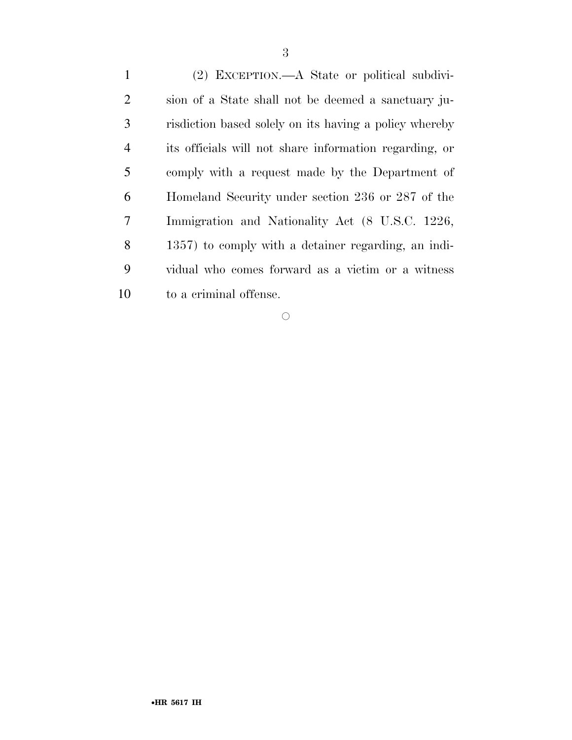(2) EXCEPTION.—A State or political subdivision of a State shall not be deemed a sanctuary jurisdiction based solely on its having a policy whereby its officials will not share information regarding, or comply with a request made by the Department of Homeland Security under section 236 or 287 of the Immigration and Nationality Act (8 U.S.C. 1226, 1357) to comply with a detainer regarding, an individual who comes forward as a victim or a witness to a criminal offense.

○